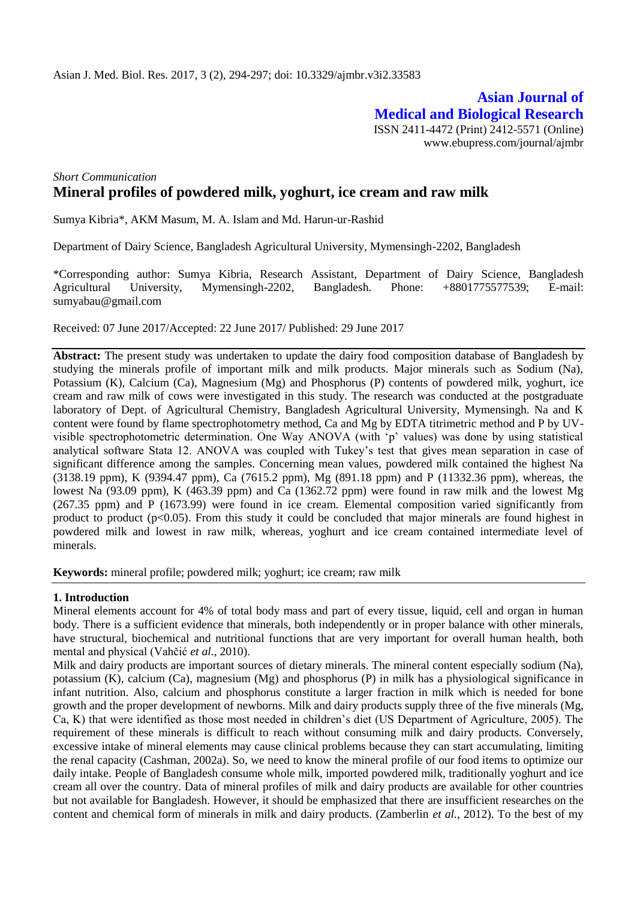Asian J. Med. Biol. Res. 2017, 3 (2), 294-297; doi: 10.3329/ajmbr.v3i2.33583

**Asian Journal of Medical and Biological Research**

ISSN 2411-4472 (Print) 2412-5571 (Online)
www.ebupress.com/journal/ajmbr

*Short Communication*

# Mineral profiles of powdered milk, yoghurt, ice cream and raw milk

Sumya Kibria*, AKM Masum, M. A. Islam and Md. Harun-ur-Rashid

Department of Dairy Science, Bangladesh Agricultural University, Mymensingh-2202, Bangladesh

*Corresponding author: Sumya Kibria, Research Assistant, Department of Dairy Science, Bangladesh Agricultural University, Mymensingh-2202, Bangladesh. Phone: +8801775577539; E-mail: sumyabau@gmail.com

Received: 07 June 2017/Accepted: 22 June 2017/ Published: 29 June 2017

**Abstract:** The present study was undertaken to update the dairy food composition database of Bangladesh by studying the minerals profile of important milk and milk products. Major minerals such as Sodium (Na), Potassium (K), Calcium (Ca), Magnesium (Mg) and Phosphorus (P) contents of powdered milk, yoghurt, ice cream and raw milk of cows were investigated in this study. The research was conducted at the postgraduate laboratory of Dept. of Agricultural Chemistry, Bangladesh Agricultural University, Mymensingh. Na and K content were found by flame spectrophotometry method, Ca and Mg by EDTA titrimetric method and P by UV-visible spectrophotometric determination. One Way ANOVA (with 'p' values) was done by using statistical analytical software Stata 12. ANOVA was coupled with Tukey's test that gives mean separation in case of significant difference among the samples. Concerning mean values, powdered milk contained the highest Na (3138.19 ppm), K (9394.47 ppm), Ca (7615.2 ppm), Mg (891.18 ppm) and P (11332.36 ppm), whereas, the lowest Na (93.09 ppm), K (463.39 ppm) and Ca (1362.72 ppm) were found in raw milk and the lowest Mg (267.35 ppm) and P (1673.99) were found in ice cream. Elemental composition varied significantly from product to product ($p<0.05$). From this study it could be concluded that major minerals are found highest in powdered milk and lowest in raw milk, whereas, yoghurt and ice cream contained intermediate level of minerals.

**Keywords:** mineral profile; powdered milk; yoghurt; ice cream; raw milk

## 1. Introduction

Mineral elements account for 4% of total body mass and part of every tissue, liquid, cell and organ in human body. There is a sufficient evidence that minerals, both independently or in proper balance with other minerals, have structural, biochemical and nutritional functions that are very important for overall human health, both mental and physical (Vahčić *et al*., 2010).

Milk and dairy products are important sources of dietary minerals. The mineral content especially sodium (Na), potassium (K), calcium (Ca), magnesium (Mg) and phosphorus (P) in milk has a physiological significance in infant nutrition. Also, calcium and phosphorus constitute a larger fraction in milk which is needed for bone growth and the proper development of newborns. Milk and dairy products supply three of the five minerals (Mg, Ca, K) that were identified as those most needed in children's diet (US Department of Agriculture, 2005). The requirement of these minerals is difficult to reach without consuming milk and dairy products. Conversely, excessive intake of mineral elements may cause clinical problems because they can start accumulating, limiting the renal capacity (Cashman, 2002a). So, we need to know the mineral profile of our food items to optimize our daily intake. People of Bangladesh consume whole milk, imported powdered milk, traditionally yoghurt and ice cream all over the country. Data of mineral profiles of milk and dairy products are available for other countries but not available for Bangladesh. However, it should be emphasized that there are insufficient researches on the content and chemical form of minerals in milk and dairy products. (Zamberlin *et al.*, 2012). To the best of my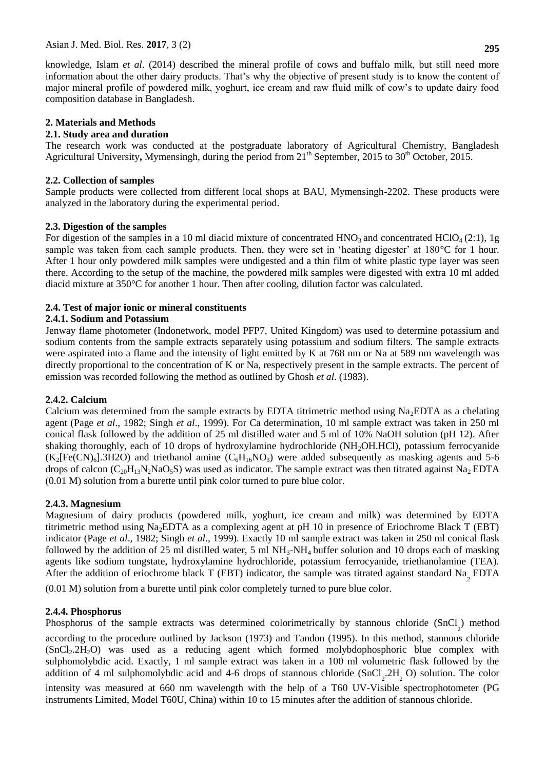knowledge, Islam *et al*. (2014) described the mineral profile of cows and buffalo milk, but still need more information about the other dairy products. That's why the objective of present study is to know the content of major mineral profile of powdered milk, yoghurt, ice cream and raw fluid milk of cow's to update dairy food composition database in Bangladesh.

## 2. Materials and Methods

### 2.1. Study area and duration

The research work was conducted at the postgraduate laboratory of Agricultural Chemistry, Bangladesh Agricultural University**,** Mymensingh, during the period from 21$^{th}$ September, 2015 to 30$^{th}$ October, 2015.

### 2.2. Collection of samples

Sample products were collected from different local shops at BAU, Mymensingh-2202. These products were analyzed in the laboratory during the experimental period.

### 2.3. Digestion of the samples

For digestion of the samples in a 10 ml diacid mixture of concentrated $HNO_3$ and concentrated $HClO_4$ (2:1), 1g sample was taken from each sample products. Then, they were set in 'heating digester' at 180°C for 1 hour. After 1 hour only powdered milk samples were undigested and a thin film of white plastic type layer was seen there. According to the setup of the machine, the powdered milk samples were digested with extra 10 ml added diacid mixture at 350°C for another 1 hour. Then after cooling, dilution factor was calculated.

### 2.4. Test of major ionic or mineral constituents

#### 2.4.1. Sodium and Potassium

Jenway flame photometer (Indonetwork, model PFP7, United Kingdom) was used to determine potassium and sodium contents from the sample extracts separately using potassium and sodium filters. The sample extracts were aspirated into a flame and the intensity of light emitted by K at 768 nm or Na at 589 nm wavelength was directly proportional to the concentration of K or Na, respectively present in the sample extracts. The percent of emission was recorded following the method as outlined by Ghosh *et al*. (1983).

#### 2.4.2. Calcium

Calcium was determined from the sample extracts by EDTA titrimetric method using $Na_2EDTA$ as a chelating agent (Page *et al*., 1982; Singh *et al*., 1999). For Ca determination, 10 ml sample extract was taken in 250 ml conical flask followed by the addition of 25 ml distilled water and 5 ml of 10% NaOH solution (pH 12). After shaking thoroughly, each of 10 drops of hydroxylamine hydrochloride ($NH_2OH.HCl$), potassium ferrocyanide ($K_2[Fe(CN)_6].3H2O$) and triethanol amine ($C_6H_{16}NO_3$) were added subsequently as masking agents and 5-6 drops of calcon ($C_{20}H_{13}N_2NaO_5S$) was used as indicator. The sample extract was then titrated against $Na_2$ EDTA (0.01 M) solution from a burette until pink color turned to pure blue color.

#### 2.4.3. Magnesium

Magnesium of dairy products (powdered milk, yoghurt, ice cream and milk) was determined by EDTA titrimetric method using $Na_2EDTA$ as a complexing agent at pH 10 in presence of Eriochrome Black T (EBT) indicator (Page *et al*., 1982; Singh *et al*., 1999). Exactly 10 ml sample extract was taken in 250 ml conical flask followed by the addition of 25 ml distilled water, 5 ml $NH_3$-$NH_4$ buffer solution and 10 drops each of masking agents like sodium tungstate, hydroxylamine hydrochloride, potassium ferrocyanide, triethanolamine (TEA). After the addition of eriochrome black T (EBT) indicator, the sample was titrated against standard $Na_2$ EDTA (0.01 M) solution from a burette until pink color completely turned to pure blue color.

#### 2.4.4. Phosphorus

Phosphorus of the sample extracts was determined colorimetrically by stannous chloride ($SnCl_2$) method according to the procedure outlined by Jackson (1973) and Tandon (1995). In this method, stannous chloride ($SnCl_2.2H_2O$) was used as a reducing agent which formed molybdophosphoric blue complex with sulphomolybdic acid. Exactly, 1 ml sample extract was taken in a 100 ml volumetric flask followed by the addition of 4 ml sulphomolybdic acid and 4-6 drops of stannous chloride ($SnCl_2.2H_2O$) solution. The color intensity was measured at 660 nm wavelength with the help of a T60 UV-Visible spectrophotometer (PG instruments Limited, Model T60U, China) within 10 to 15 minutes after the addition of stannous chloride.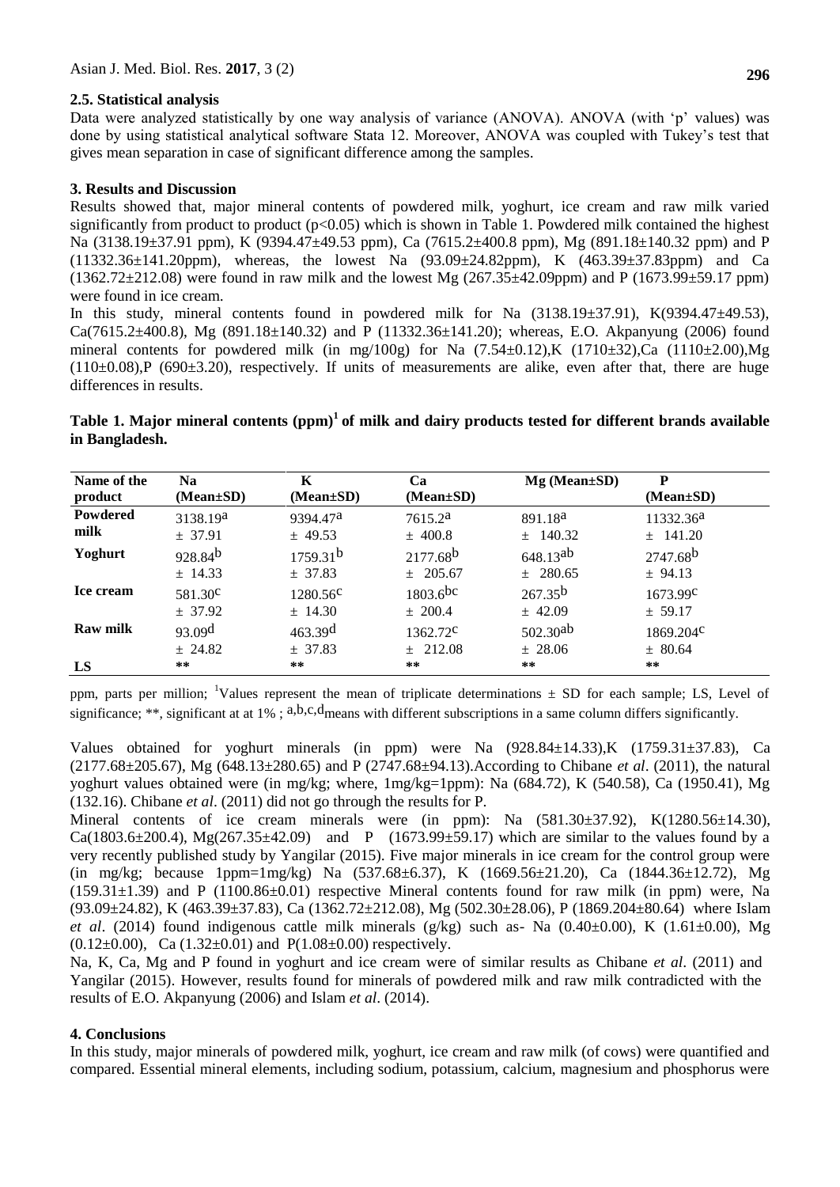### 2.5. Statistical analysis

Data were analyzed statistically by one way analysis of variance (ANOVA). ANOVA (with 'p' values) was done by using statistical analytical software Stata 12. Moreover, ANOVA was coupled with Tukey's test that gives mean separation in case of significant difference among the samples.

## 3. Results and Discussion

Results showed that, major mineral contents of powdered milk, yoghurt, ice cream and raw milk varied significantly from product to product ($p<0.05$) which is shown in Table 1. Powdered milk contained the highest Na (3138.19±37.91 ppm), K (9394.47±49.53 ppm), Ca (7615.2±400.8 ppm), Mg (891.18±140.32 ppm) and P (11332.36±141.20ppm), whereas, the lowest Na (93.09±24.82ppm), K (463.39±37.83ppm) and Ca (1362.72±212.08) were found in raw milk and the lowest Mg (267.35±42.09ppm) and P (1673.99±59.17 ppm) were found in ice cream.

In this study, mineral contents found in powdered milk for Na (3138.19±37.91), K(9394.47±49.53), Ca(7615.2±400.8), Mg (891.18±140.32) and P (11332.36±141.20); whereas, E.O. Akpanyung (2006) found mineral contents for powdered milk (in mg/100g) for Na (7.54±0.12),K (1710±32),Ca (1110±2.00),Mg (110±0.08),P (690±3.20), respectively. If units of measurements are alike, even after that, there are huge differences in results.

**Table 1. Major mineral contents (ppm)[1] of milk and dairy products tested for different brands available in Bangladesh.**

| Name of the product | Na (Mean±SD) | K (Mean±SD) | Ca (Mean±SD) | Mg (Mean±SD) | P (Mean±SD) |
|---|---|---|---|---|---|
| **Powdered milk** | $3138.19^{a}$ ± 37.91 | $9394.47^{a}$ ± 49.53 | $7615.2^{a}$ ± 400.8 | $891.18^{a}$ ± 140.32 | $11332.36^{a}$ ± 141.20 |
| **Yoghurt** | $928.84^{b}$ ± 14.33 | $1759.31^{b}$ ± 37.83 | $2177.68^{b}$ ± 205.67 | $648.13^{ab}$ ± 280.65 | $2747.68^{b}$ ± 94.13 |
| **Ice cream** | $581.30^{c}$ ± 37.92 | $1280.56^{c}$ ± 14.30 | $1803.6^{bc}$ ± 200.4 | $267.35^{b}$ ± 42.09 | $1673.99^{c}$ ± 59.17 |
| **Raw milk** | $93.09^{d}$ ± 24.82 | $463.39^{d}$ ± 37.83 | $1362.72^{c}$ ± 212.08 | $502.30^{ab}$ ± 28.06 | $1869.204^{c}$ ± 80.64 |
| **LS** | ** | ** | ** | ** | ** |

ppm, parts per million; [1]Values represent the mean of triplicate determinations ± SD for each sample; LS, Level of significance; **, significant at at 1% ; $^{a,b,c,d}$means with different subscriptions in a same column differs significantly.

Values obtained for yoghurt minerals (in ppm) were Na (928.84±14.33),K (1759.31±37.83), Ca (2177.68±205.67), Mg (648.13±280.65) and P (2747.68±94.13).According to Chibane *et al*. (2011), the natural yoghurt values obtained were (in mg/kg; where, 1mg/kg=1ppm): Na (684.72), K (540.58), Ca (1950.41), Mg (132.16). Chibane *et al*. (2011) did not go through the results for P.

Mineral contents of ice cream minerals were (in ppm): Na (581.30±37.92), K(1280.56±14.30), Ca(1803.6±200.4), Mg(267.35±42.09) and P (1673.99±59.17) which are similar to the values found by a very recently published study by Yangilar (2015). Five major minerals in ice cream for the control group were (in mg/kg; because 1ppm=1mg/kg) Na (537.68±6.37), K (1669.56±21.20), Ca (1844.36±12.72), Mg (159.31±1.39) and P (1100.86±0.01) respective Mineral contents found for raw milk (in ppm) were, Na (93.09±24.82), K (463.39±37.83), Ca (1362.72±212.08), Mg (502.30±28.06), P (1869.204±80.64) where Islam *et al*. (2014) found indigenous cattle milk minerals (g/kg) such as- Na (0.40±0.00), K (1.61±0.00), Mg (0.12±0.00), Ca (1.32±0.01) and P(1.08±0.00) respectively.

Na, K, Ca, Mg and P found in yoghurt and ice cream were of similar results as Chibane *et al*. (2011) and Yangilar (2015). However, results found for minerals of powdered milk and raw milk contradicted with the results of E.O. Akpanyung (2006) and Islam *et al*. (2014).

## 4. Conclusions

In this study, major minerals of powdered milk, yoghurt, ice cream and raw milk (of cows) were quantified and compared. Essential mineral elements, including sodium, potassium, calcium, magnesium and phosphorus were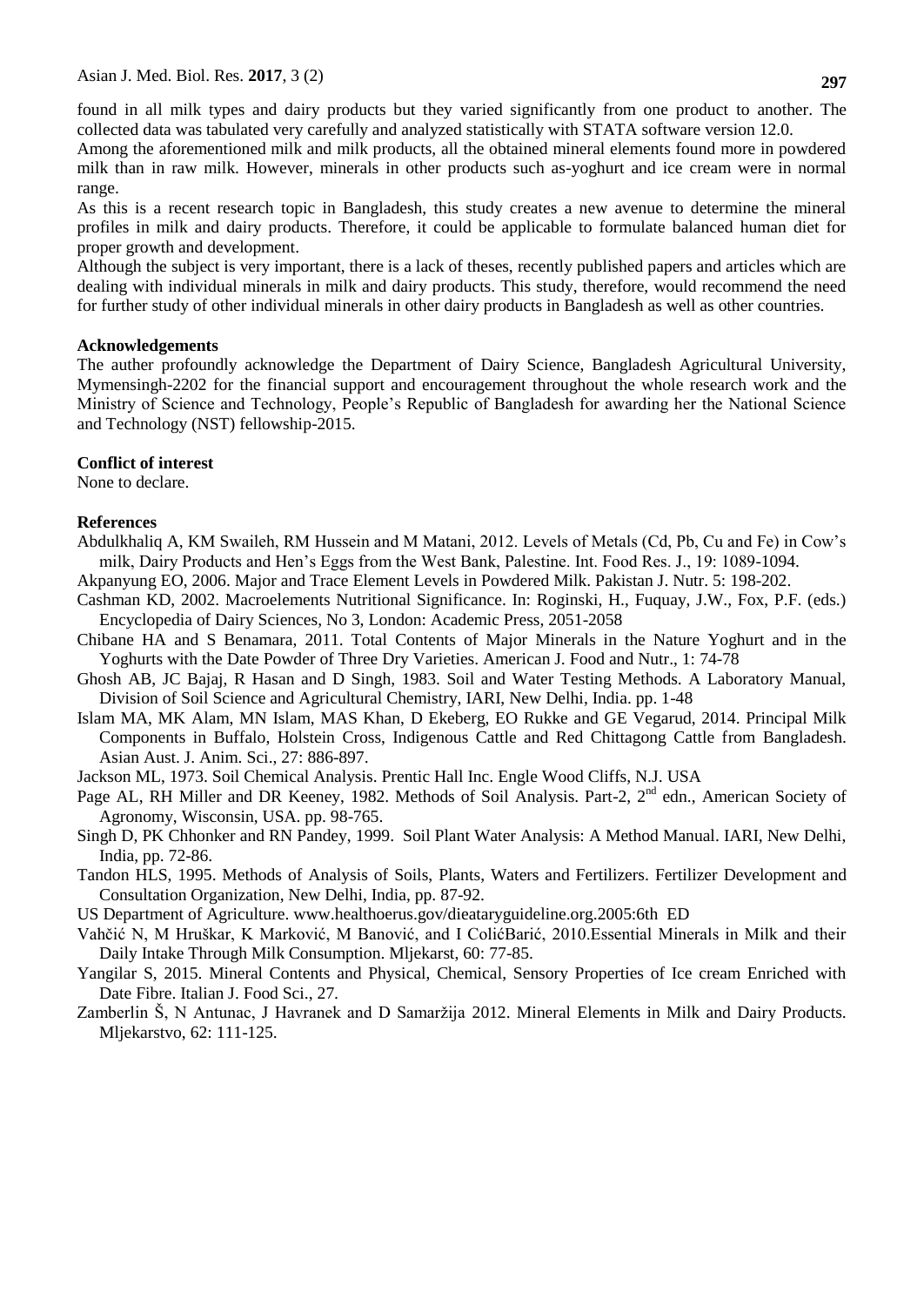found in all milk types and dairy products but they varied significantly from one product to another. The collected data was tabulated very carefully and analyzed statistically with STATA software version 12.0.

Among the aforementioned milk and milk products, all the obtained mineral elements found more in powdered milk than in raw milk. However, minerals in other products such as-yoghurt and ice cream were in normal range.

As this is a recent research topic in Bangladesh, this study creates a new avenue to determine the mineral profiles in milk and dairy products. Therefore, it could be applicable to formulate balanced human diet for proper growth and development.

Although the subject is very important, there is a lack of theses, recently published papers and articles which are dealing with individual minerals in milk and dairy products. This study, therefore, would recommend the need for further study of other individual minerals in other dairy products in Bangladesh as well as other countries.

**Acknowledgements**

The auther profoundly acknowledge the Department of Dairy Science, Bangladesh Agricultural University, Mymensingh-2202 for the financial support and encouragement throughout the whole research work and the Ministry of Science and Technology, People's Republic of Bangladesh for awarding her the National Science and Technology (NST) fellowship-2015.

**Conflict of interest**

None to declare.

**References**

Abdulkhaliq A, KM Swaileh, RM Hussein and M Matani, 2012. Levels of Metals (Cd, Pb, Cu and Fe) in Cow's milk, Dairy Products and Hen's Eggs from the West Bank, Palestine. Int. Food Res. J., 19: 1089-1094.

Akpanyung EO, 2006. Major and Trace Element Levels in Powdered Milk. Pakistan J. Nutr. 5: 198-202.

Cashman KD, 2002. Macroelements Nutritional Significance. In: Roginski, H., Fuquay, J.W., Fox, P.F. (eds.) Encyclopedia of Dairy Sciences, No 3, London: Academic Press, 2051-2058

Chibane HA and S Benamara, 2011. Total Contents of Major Minerals in the Nature Yoghurt and in the Yoghurts with the Date Powder of Three Dry Varieties. American J. Food and Nutr., 1: 74-78

Ghosh AB, JC Bajaj, R Hasan and D Singh, 1983. Soil and Water Testing Methods. A Laboratory Manual, Division of Soil Science and Agricultural Chemistry, IARI, New Delhi, India. pp. 1-48

Islam MA, MK Alam, MN Islam, MAS Khan, D Ekeberg, EO Rukke and GE Vegarud, 2014. Principal Milk Components in Buffalo, Holstein Cross, Indigenous Cattle and Red Chittagong Cattle from Bangladesh. Asian Aust. J. Anim. Sci., 27: 886-897.

Jackson ML, 1973. Soil Chemical Analysis. Prentic Hall Inc. Engle Wood Cliffs, N.J. USA

Page AL, RH Miller and DR Keeney, 1982. Methods of Soil Analysis. Part-2, 2nd edn., American Society of Agronomy, Wisconsin, USA. pp. 98-765.

Singh D, PK Chhonker and RN Pandey, 1999. Soil Plant Water Analysis: A Method Manual. IARI, New Delhi, India, pp. 72-86.

Tandon HLS, 1995. Methods of Analysis of Soils, Plants, Waters and Fertilizers. Fertilizer Development and Consultation Organization, New Delhi, India, pp. 87-92.

US Department of Agriculture. www.healthoerus.gov/dieataryguideline.org.2005:6th ED

Vahčić N, M Hruškar, K Marković, M Banović, and I ColićBarić, 2010.Essential Minerals in Milk and their Daily Intake Through Milk Consumption. Mljekarst, 60: 77-85.

Yangilar S, 2015. Mineral Contents and Physical, Chemical, Sensory Properties of Ice cream Enriched with Date Fibre. Italian J. Food Sci., 27.

Zamberlin Š, N Antunac, J Havranek and D Samaržija 2012. Mineral Elements in Milk and Dairy Products. Mljekarstvo, 62: 111-125.